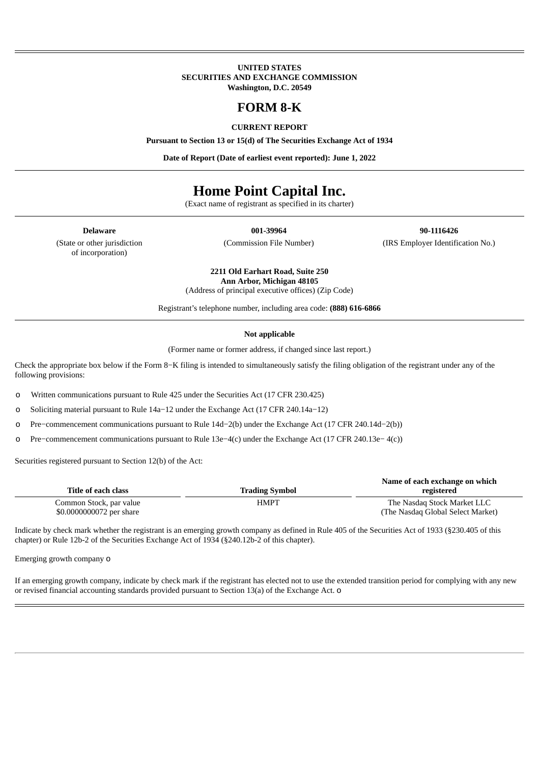**UNITED STATES**
**SECURITIES AND EXCHANGE COMMISSION**
**Washington, D.C. 20549**

# FORM 8-K

**CURRENT REPORT**

**Pursuant to Section 13 or 15(d) of The Securities Exchange Act of 1934**

**Date of Report (Date of earliest event reported): June 1, 2022**

# Home Point Capital Inc.

(Exact name of registrant as specified in its charter)

| **Delaware** | **001-39964** | **90-1116426** |
|---|---|---|
| (State or other jurisdiction of incorporation) | (Commission File Number) | (IRS Employer Identification No.) |

**2211 Old Earhart Road, Suite 250**
**Ann Arbor, Michigan 48105**
(Address of principal executive offices) (Zip Code)

Registrant's telephone number, including area code: **(888) 616-6866**

**Not applicable**

(Former name or former address, if changed since last report.)

Check the appropriate box below if the Form 8−K filing is intended to simultaneously satisfy the filing obligation of the registrant under any of the following provisions:

o Written communications pursuant to Rule 425 under the Securities Act (17 CFR 230.425)

o Soliciting material pursuant to Rule 14a−12 under the Exchange Act (17 CFR 240.14a−12)

o Pre−commencement communications pursuant to Rule 14d−2(b) under the Exchange Act (17 CFR 240.14d−2(b))

o Pre−commencement communications pursuant to Rule 13e−4(c) under the Exchange Act (17 CFR 240.13e− 4(c))

Securities registered pursuant to Section 12(b) of the Act:

| Title of each class | Trading Symbol | Name of each exchange on which registered |
|---|---|---|
| Common Stock, par value $0.0000000072 per share | HMPT | The Nasdaq Stock Market LLC (The Nasdaq Global Select Market) |

Indicate by check mark whether the registrant is an emerging growth company as defined in Rule 405 of the Securities Act of 1933 (§230.405 of this chapter) or Rule 12b-2 of the Securities Exchange Act of 1934 (§240.12b-2 of this chapter).

Emerging growth company o

If an emerging growth company, indicate by check mark if the registrant has elected not to use the extended transition period for complying with any new or revised financial accounting standards provided pursuant to Section 13(a) of the Exchange Act. o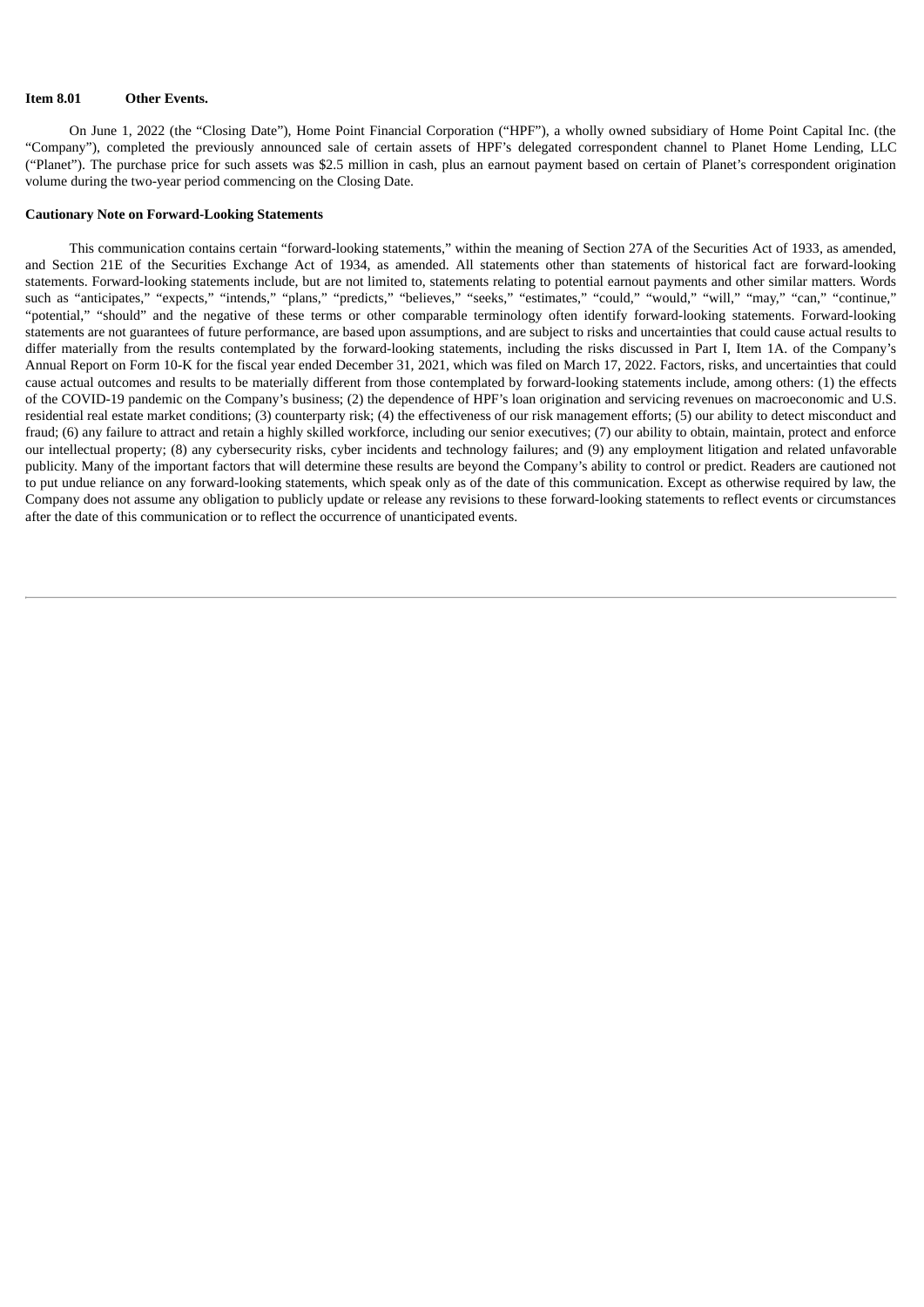**Item 8.01 Other Events.**

On June 1, 2022 (the "Closing Date"), Home Point Financial Corporation ("HPF"), a wholly owned subsidiary of Home Point Capital Inc. (the "Company"), completed the previously announced sale of certain assets of HPF's delegated correspondent channel to Planet Home Lending, LLC ("Planet"). The purchase price for such assets was $2.5 million in cash, plus an earnout payment based on certain of Planet's correspondent origination volume during the two-year period commencing on the Closing Date.

**Cautionary Note on Forward-Looking Statements**

This communication contains certain "forward-looking statements," within the meaning of Section 27A of the Securities Act of 1933, as amended, and Section 21E of the Securities Exchange Act of 1934, as amended. All statements other than statements of historical fact are forward-looking statements. Forward-looking statements include, but are not limited to, statements relating to potential earnout payments and other similar matters. Words such as "anticipates," "expects," "intends," "plans," "predicts," "believes," "seeks," "estimates," "could," "would," "will," "may," "can," "continue," "potential," "should" and the negative of these terms or other comparable terminology often identify forward-looking statements. Forward-looking statements are not guarantees of future performance, are based upon assumptions, and are subject to risks and uncertainties that could cause actual results to differ materially from the results contemplated by the forward-looking statements, including the risks discussed in Part I, Item 1A. of the Company's Annual Report on Form 10-K for the fiscal year ended December 31, 2021, which was filed on March 17, 2022. Factors, risks, and uncertainties that could cause actual outcomes and results to be materially different from those contemplated by forward-looking statements include, among others: (1) the effects of the COVID-19 pandemic on the Company's business; (2) the dependence of HPF's loan origination and servicing revenues on macroeconomic and U.S. residential real estate market conditions; (3) counterparty risk; (4) the effectiveness of our risk management efforts; (5) our ability to detect misconduct and fraud; (6) any failure to attract and retain a highly skilled workforce, including our senior executives; (7) our ability to obtain, maintain, protect and enforce our intellectual property; (8) any cybersecurity risks, cyber incidents and technology failures; and (9) any employment litigation and related unfavorable publicity. Many of the important factors that will determine these results are beyond the Company's ability to control or predict. Readers are cautioned not to put undue reliance on any forward-looking statements, which speak only as of the date of this communication. Except as otherwise required by law, the Company does not assume any obligation to publicly update or release any revisions to these forward-looking statements to reflect events or circumstances after the date of this communication or to reflect the occurrence of unanticipated events.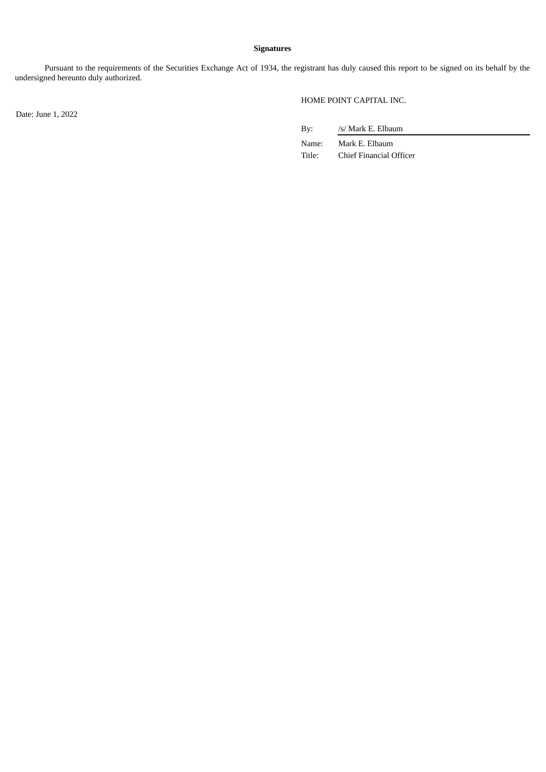**Signatures**

Pursuant to the requirements of the Securities Exchange Act of 1934, the registrant has duly caused this report to be signed on its behalf by the undersigned hereunto duly authorized.

HOME POINT CAPITAL INC.

Date: June 1, 2022

| | |
|---|---|
| By: | /s/ Mark E. Elbaum |
| Name: | Mark E. Elbaum |
| Title: | Chief Financial Officer |